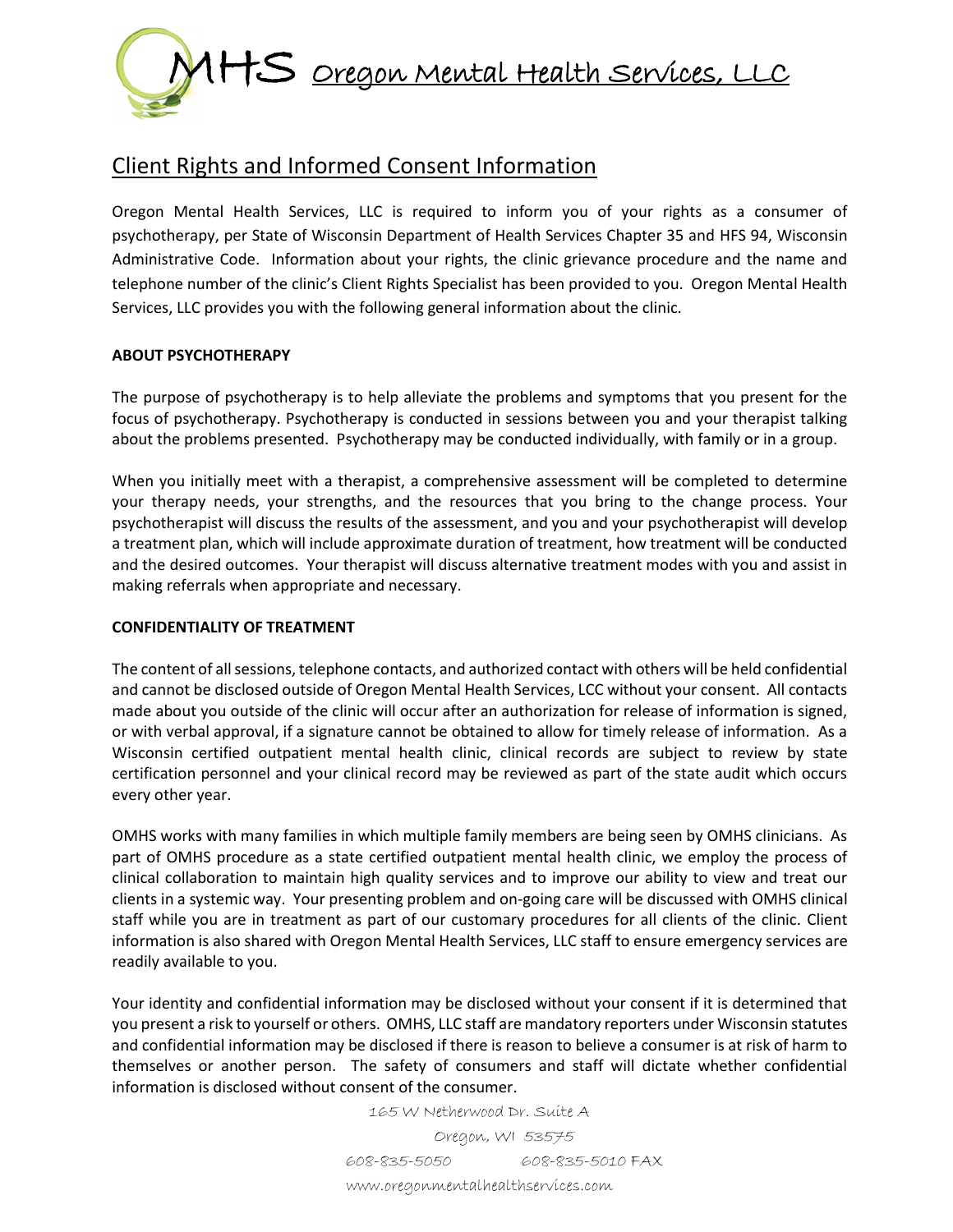# MHS Oregon Mental Health Services, LLC

## Client Rights and Informed Consent Information

Oregon Mental Health Services, LLC is required to inform you of your rights as a consumer of psychotherapy, per State of Wisconsin Department of Health Services Chapter 35 and HFS 94, Wisconsin Administrative Code. Information about your rights, the clinic grievance procedure and the name and telephone number of the clinic's Client Rights Specialist has been provided to you. Oregon Mental Health Services, LLC provides you with the following general information about the clinic.

**ABOUT PSYCHOTHERAPY**

The purpose of psychotherapy is to help alleviate the problems and symptoms that you present for the focus of psychotherapy. Psychotherapy is conducted in sessions between you and your therapist talking about the problems presented. Psychotherapy may be conducted individually, with family or in a group.

When you initially meet with a therapist, a comprehensive assessment will be completed to determine your therapy needs, your strengths, and the resources that you bring to the change process. Your psychotherapist will discuss the results of the assessment, and you and your psychotherapist will develop a treatment plan, which will include approximate duration of treatment, how treatment will be conducted and the desired outcomes. Your therapist will discuss alternative treatment modes with you and assist in making referrals when appropriate and necessary.

**CONFIDENTIALITY OF TREATMENT**

The content of all sessions, telephone contacts, and authorized contact with others will be held confidential and cannot be disclosed outside of Oregon Mental Health Services, LCC without your consent. All contacts made about you outside of the clinic will occur after an authorization for release of information is signed, or with verbal approval, if a signature cannot be obtained to allow for timely release of information. As a Wisconsin certified outpatient mental health clinic, clinical records are subject to review by state certification personnel and your clinical record may be reviewed as part of the state audit which occurs every other year.

OMHS works with many families in which multiple family members are being seen by OMHS clinicians. As part of OMHS procedure as a state certified outpatient mental health clinic, we employ the process of clinical collaboration to maintain high quality services and to improve our ability to view and treat our clients in a systemic way. Your presenting problem and on-going care will be discussed with OMHS clinical staff while you are in treatment as part of our customary procedures for all clients of the clinic. Client information is also shared with Oregon Mental Health Services, LLC staff to ensure emergency services are readily available to you.

Your identity and confidential information may be disclosed without your consent if it is determined that you present a risk to yourself or others. OMHS, LLC staff are mandatory reporters under Wisconsin statutes and confidential information may be disclosed if there is reason to believe a consumer is at risk of harm to themselves or another person. The safety of consumers and staff will dictate whether confidential information is disclosed without consent of the consumer.

165 W Netherwood Dr. Suite A
Oregon, WI 53575
608-835-5050 608-835-5010 FAX
www.oregonmentalhealthservices.com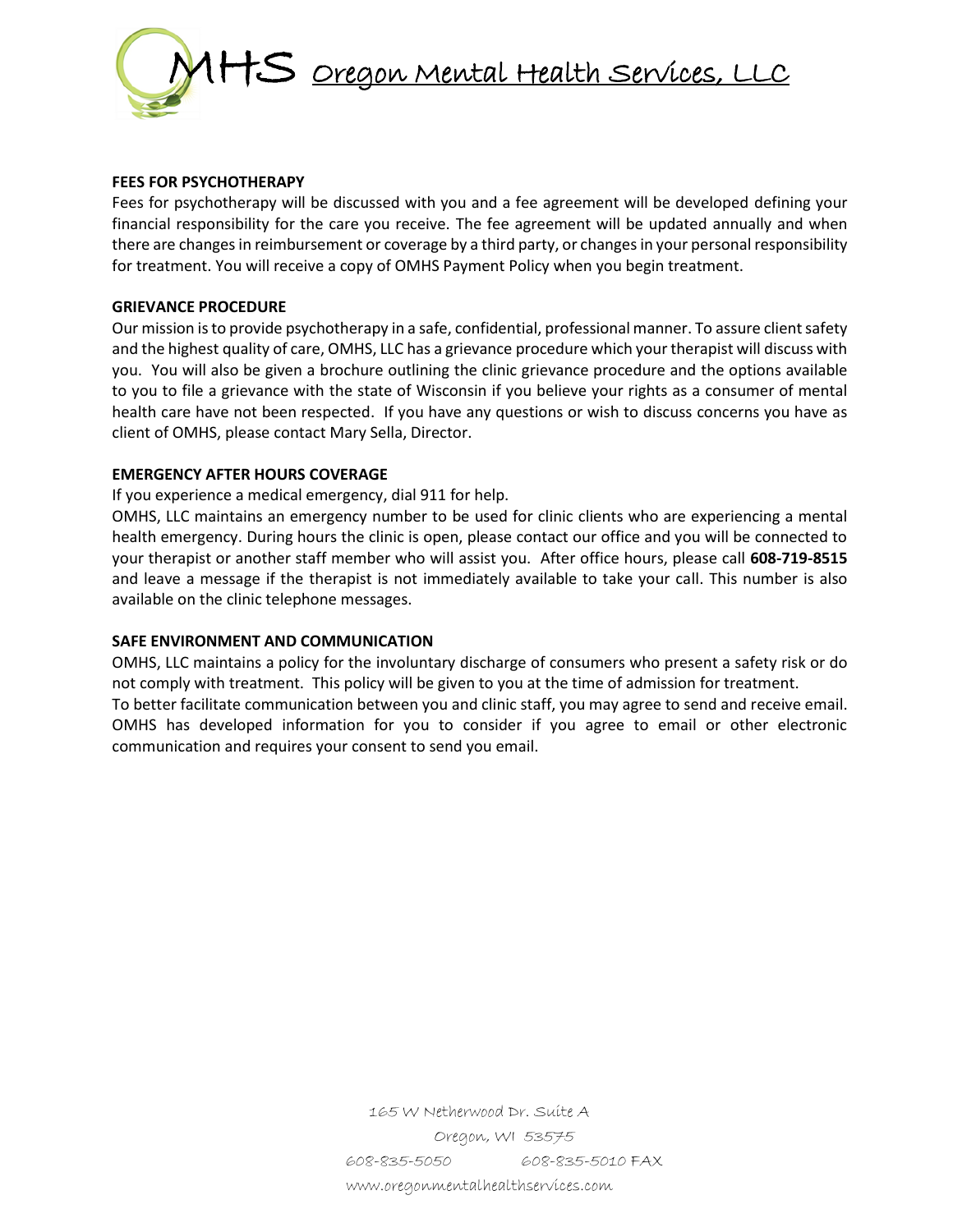# MHS Oregon Mental Health Services, LLC

**FEES FOR PSYCHOTHERAPY**

Fees for psychotherapy will be discussed with you and a fee agreement will be developed defining your financial responsibility for the care you receive. The fee agreement will be updated annually and when there are changes in reimbursement or coverage by a third party, or changes in your personal responsibility for treatment. You will receive a copy of OMHS Payment Policy when you begin treatment.

**GRIEVANCE PROCEDURE**

Our mission is to provide psychotherapy in a safe, confidential, professional manner. To assure client safety and the highest quality of care, OMHS, LLC has a grievance procedure which your therapist will discuss with you. You will also be given a brochure outlining the clinic grievance procedure and the options available to you to file a grievance with the state of Wisconsin if you believe your rights as a consumer of mental health care have not been respected. If you have any questions or wish to discuss concerns you have as client of OMHS, please contact Mary Sella, Director.

**EMERGENCY AFTER HOURS COVERAGE**

If you experience a medical emergency, dial 911 for help.

OMHS, LLC maintains an emergency number to be used for clinic clients who are experiencing a mental health emergency. During hours the clinic is open, please contact our office and you will be connected to your therapist or another staff member who will assist you. After office hours, please call **608-719-8515** and leave a message if the therapist is not immediately available to take your call. This number is also available on the clinic telephone messages.

**SAFE ENVIRONMENT AND COMMUNICATION**

OMHS, LLC maintains a policy for the involuntary discharge of consumers who present a safety risk or do not comply with treatment. This policy will be given to you at the time of admission for treatment.

To better facilitate communication between you and clinic staff, you may agree to send and receive email. OMHS has developed information for you to consider if you agree to email or other electronic communication and requires your consent to send you email.

165 W Netherwood Dr. Suite A
Oregon, WI 53575
608-835-5050 608-835-5010 FAX
www.oregonmentalhealthservices.com